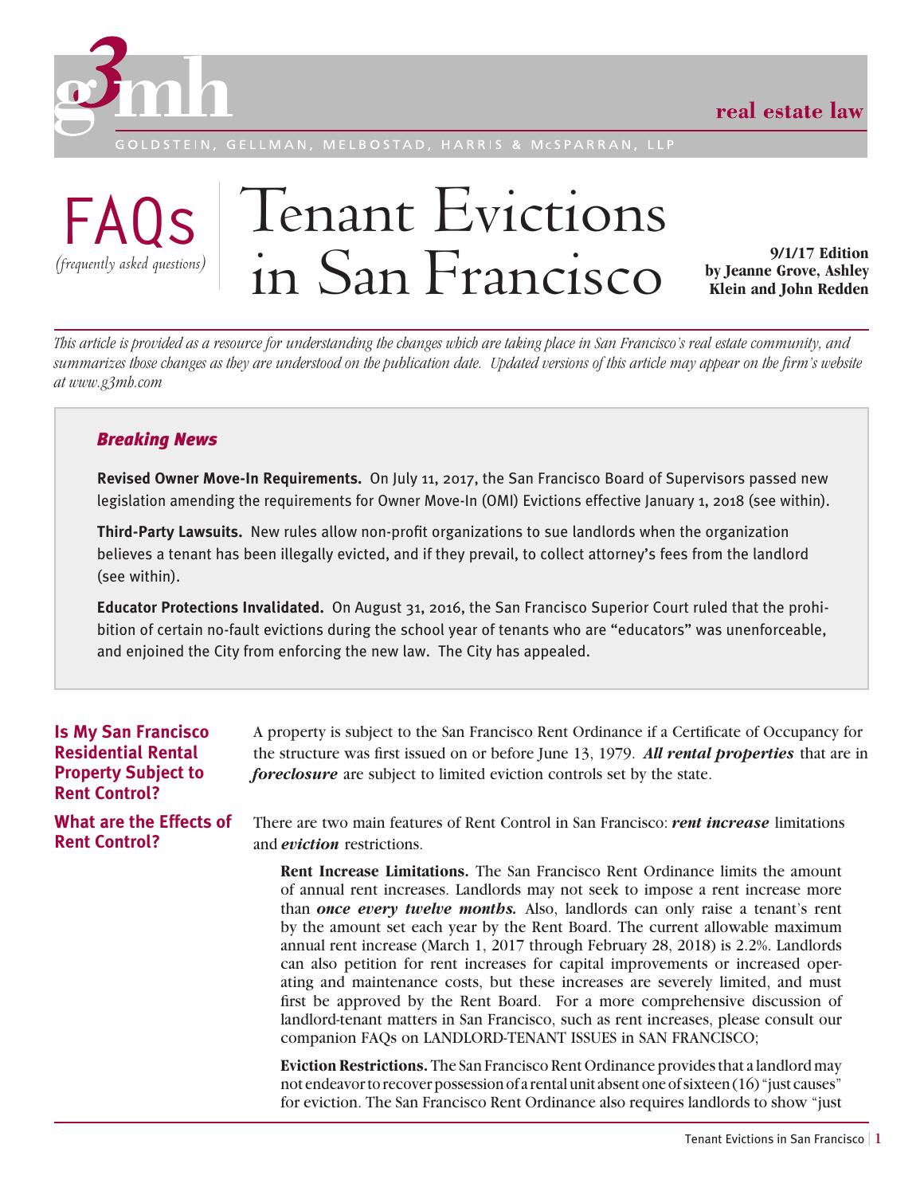g3mh

real estate law

GOLDSTEIN, GELLMAN, MELBOSTAD, HARRIS & McSPARRAN, LLP

# FAQs *(frequently asked questions)* Tenant Evictions in San Francisco

**9/1/17 Edition by Jeanne Grove, Ashley Klein and John Redden**

*This article is provided as a resource for understanding the changes which are taking place in San Francisco's real estate community, and summarizes those changes as they are understood on the publication date. Updated versions of this article may appear on the firm's website at www.g3mh.com*

> ***Breaking News***
>
> **Revised Owner Move-In Requirements.** On July 11, 2017, the San Francisco Board of Supervisors passed new legislation amending the requirements for Owner Move-In (OMI) Evictions effective January 1, 2018 (see within).
>
> **Third-Party Lawsuits.** New rules allow non-profit organizations to sue landlords when the organization believes a tenant has been illegally evicted, and if they prevail, to collect attorney's fees from the landlord (see within).
>
> **Educator Protections Invalidated.** On August 31, 2016, the San Francisco Superior Court ruled that the prohibition of certain no-fault evictions during the school year of tenants who are "educators" was unenforceable, and enjoined the City from enforcing the new law. The City has appealed.

## Is My San Francisco Residential Rental Property Subject to Rent Control?

A property is subject to the San Francisco Rent Ordinance if a Certificate of Occupancy for the structure was first issued on or before June 13, 1979. ***All rental properties*** that are in ***foreclosure*** are subject to limited eviction controls set by the state.

## What are the Effects of Rent Control?

There are two main features of Rent Control in San Francisco: ***rent increase*** limitations and ***eviction*** restrictions.

**Rent Increase Limitations.** The San Francisco Rent Ordinance limits the amount of annual rent increases. Landlords may not seek to impose a rent increase more than ***once every twelve months.*** Also, landlords can only raise a tenant's rent by the amount set each year by the Rent Board. The current allowable maximum annual rent increase (March 1, 2017 through February 28, 2018) is 2.2%. Landlords can also petition for rent increases for capital improvements or increased operating and maintenance costs, but these increases are severely limited, and must first be approved by the Rent Board. For a more comprehensive discussion of landlord-tenant matters in San Francisco, such as rent increases, please consult our companion FAQs on LANDLORD-TENANT ISSUES in SAN FRANCISCO;

**Eviction Restrictions.** The San Francisco Rent Ordinance provides that a landlord may not endeavor to recover possession of a rental unit absent one of sixteen (16) "just causes" for eviction. The San Francisco Rent Ordinance also requires landlords to show "just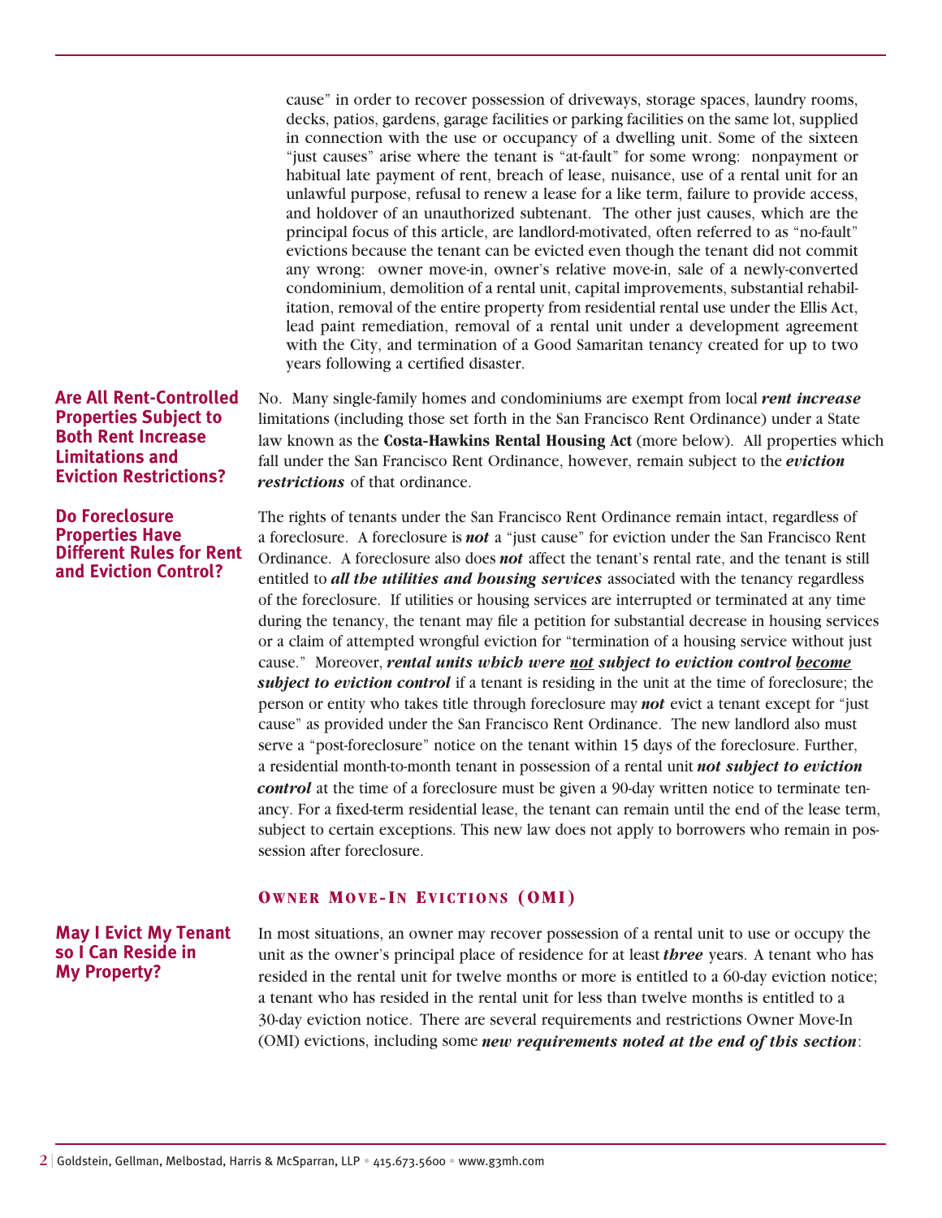cause" in order to recover possession of driveways, storage spaces, laundry rooms, decks, patios, gardens, garage facilities or parking facilities on the same lot, supplied in connection with the use or occupancy of a dwelling unit. Some of the sixteen "just causes" arise where the tenant is "at-fault" for some wrong: nonpayment or habitual late payment of rent, breach of lease, nuisance, use of a rental unit for an unlawful purpose, refusal to renew a lease for a like term, failure to provide access, and holdover of an unauthorized subtenant. The other just causes, which are the principal focus of this article, are landlord-motivated, often referred to as "no-fault" evictions because the tenant can be evicted even though the tenant did not commit any wrong: owner move-in, owner's relative move-in, sale of a newly-converted condominium, demolition of a rental unit, capital improvements, substantial rehabilitation, removal of the entire property from residential rental use under the Ellis Act, lead paint remediation, removal of a rental unit under a development agreement with the City, and termination of a Good Samaritan tenancy created for up to two years following a certified disaster.

### Are All Rent-Controlled Properties Subject to Both Rent Increase Limitations and Eviction Restrictions?

No. Many single-family homes and condominiums are exempt from local ***rent increase*** limitations (including those set forth in the San Francisco Rent Ordinance) under a State law known as the **Costa-Hawkins Rental Housing Act** (more below). All properties which fall under the San Francisco Rent Ordinance, however, remain subject to the ***eviction restrictions*** of that ordinance.

### Do Foreclosure Properties Have Different Rules for Rent and Eviction Control?

The rights of tenants under the San Francisco Rent Ordinance remain intact, regardless of a foreclosure. A foreclosure is ***not*** a "just cause" for eviction under the San Francisco Rent Ordinance. A foreclosure also does ***not*** affect the tenant's rental rate, and the tenant is still entitled to ***all the utilities and housing services*** associated with the tenancy regardless of the foreclosure. If utilities or housing services are interrupted or terminated at any time during the tenancy, the tenant may file a petition for substantial decrease in housing services or a claim of attempted wrongful eviction for "termination of a housing service without just cause." Moreover, ***rental units which were <u>not</u> subject to eviction control <u>become</u> subject to eviction control*** if a tenant is residing in the unit at the time of foreclosure; the person or entity who takes title through foreclosure may ***not*** evict a tenant except for "just cause" as provided under the San Francisco Rent Ordinance. The new landlord also must serve a "post-foreclosure" notice on the tenant within 15 days of the foreclosure. Further, a residential month-to-month tenant in possession of a rental unit ***not subject to eviction control*** at the time of a foreclosure must be given a 90-day written notice to terminate tenancy. For a fixed-term residential lease, the tenant can remain until the end of the lease term, subject to certain exceptions. This new law does not apply to borrowers who remain in possession after foreclosure.

## Owner Move-In Evictions (OMI)

### May I Evict My Tenant so I Can Reside in My Property?

In most situations, an owner may recover possession of a rental unit to use or occupy the unit as the owner's principal place of residence for at least ***three*** years. A tenant who has resided in the rental unit for twelve months or more is entitled to a 60-day eviction notice; a tenant who has resided in the rental unit for less than twelve months is entitled to a 30-day eviction notice. There are several requirements and restrictions Owner Move-In (OMI) evictions, including some ***new requirements noted at the end of this section***: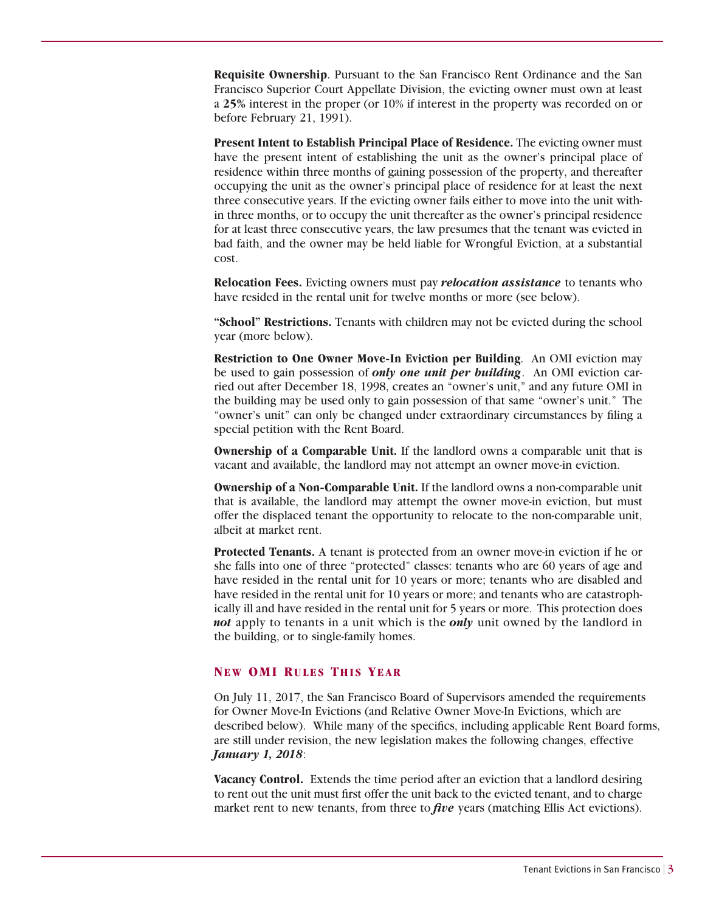**Requisite Ownership**. Pursuant to the San Francisco Rent Ordinance and the San Francisco Superior Court Appellate Division, the evicting owner must own at least a **25%** interest in the proper (or 10% if interest in the property was recorded on or before February 21, 1991).

**Present Intent to Establish Principal Place of Residence.** The evicting owner must have the present intent of establishing the unit as the owner's principal place of residence within three months of gaining possession of the property, and thereafter occupying the unit as the owner's principal place of residence for at least the next three consecutive years. If the evicting owner fails either to move into the unit within three months, or to occupy the unit thereafter as the owner's principal residence for at least three consecutive years, the law presumes that the tenant was evicted in bad faith, and the owner may be held liable for Wrongful Eviction, at a substantial cost.

**Relocation Fees.** Evicting owners must pay ***relocation assistance*** to tenants who have resided in the rental unit for twelve months or more (see below).

**"School" Restrictions.** Tenants with children may not be evicted during the school year (more below).

**Restriction to One Owner Move-In Eviction per Building**. An OMI eviction may be used to gain possession of ***only one unit per building***. An OMI eviction carried out after December 18, 1998, creates an "owner's unit," and any future OMI in the building may be used only to gain possession of that same "owner's unit." The "owner's unit" can only be changed under extraordinary circumstances by filing a special petition with the Rent Board.

**Ownership of a Comparable Unit.** If the landlord owns a comparable unit that is vacant and available, the landlord may not attempt an owner move-in eviction.

**Ownership of a Non-Comparable Unit.** If the landlord owns a non-comparable unit that is available, the landlord may attempt the owner move-in eviction, but must offer the displaced tenant the opportunity to relocate to the non-comparable unit, albeit at market rent.

**Protected Tenants.** A tenant is protected from an owner move-in eviction if he or she falls into one of three "protected" classes: tenants who are 60 years of age and have resided in the rental unit for 10 years or more; tenants who are disabled and have resided in the rental unit for 10 years or more; and tenants who are catastrophically ill and have resided in the rental unit for 5 years or more. This protection does ***not*** apply to tenants in a unit which is the ***only*** unit owned by the landlord in the building, or to single-family homes.

## NEW OMI RULES THIS YEAR

On July 11, 2017, the San Francisco Board of Supervisors amended the requirements for Owner Move-In Evictions (and Relative Owner Move-In Evictions, which are described below). While many of the specifics, including applicable Rent Board forms, are still under revision, the new legislation makes the following changes, effective ***January 1, 2018***:

**Vacancy Control.** Extends the time period after an eviction that a landlord desiring to rent out the unit must first offer the unit back to the evicted tenant, and to charge market rent to new tenants, from three to ***five*** years (matching Ellis Act evictions).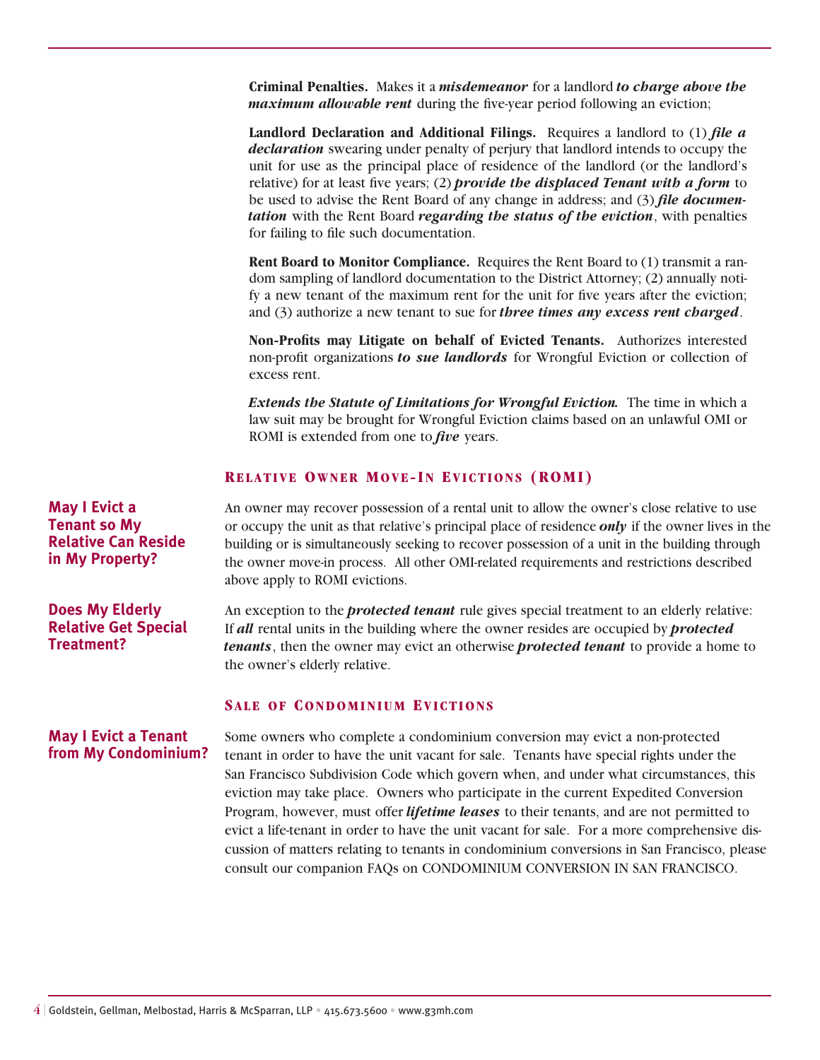**Criminal Penalties.** Makes it a ***misdemeanor*** for a landlord ***to charge above the maximum allowable rent*** during the five-year period following an eviction;

**Landlord Declaration and Additional Filings.** Requires a landlord to (1) ***file a declaration*** swearing under penalty of perjury that landlord intends to occupy the unit for use as the principal place of residence of the landlord (or the landlord's relative) for at least five years; (2) ***provide the displaced Tenant with a form*** to be used to advise the Rent Board of any change in address; and (3) ***file documentation*** with the Rent Board ***regarding the status of the eviction***, with penalties for failing to file such documentation.

**Rent Board to Monitor Compliance.** Requires the Rent Board to (1) transmit a random sampling of landlord documentation to the District Attorney; (2) annually notify a new tenant of the maximum rent for the unit for five years after the eviction; and (3) authorize a new tenant to sue for ***three times any excess rent charged***.

**Non-Profits may Litigate on behalf of Evicted Tenants.** Authorizes interested non-profit organizations ***to sue landlords*** for Wrongful Eviction or collection of excess rent.

***Extends the Statute of Limitations for Wrongful Eviction.*** The time in which a law suit may be brought for Wrongful Eviction claims based on an unlawful OMI or ROMI is extended from one to ***five*** years.

## Relative Owner Move-In Evictions (ROMI)

**May I Evict a Tenant so My Relative Can Reside in My Property?**

An owner may recover possession of a rental unit to allow the owner's close relative to use or occupy the unit as that relative's principal place of residence ***only*** if the owner lives in the building or is simultaneously seeking to recover possession of a unit in the building through the owner move-in process. All other OMI-related requirements and restrictions described above apply to ROMI evictions.

**Does My Elderly Relative Get Special Treatment?**

An exception to the ***protected tenant*** rule gives special treatment to an elderly relative: If ***all*** rental units in the building where the owner resides are occupied by ***protected tenants***, then the owner may evict an otherwise ***protected tenant*** to provide a home to the owner's elderly relative.

## Sale of Condominium Evictions

**May I Evict a Tenant from My Condominium?**

Some owners who complete a condominium conversion may evict a non-protected tenant in order to have the unit vacant for sale. Tenants have special rights under the San Francisco Subdivision Code which govern when, and under what circumstances, this eviction may take place. Owners who participate in the current Expedited Conversion Program, however, must offer ***lifetime leases*** to their tenants, and are not permitted to evict a life-tenant in order to have the unit vacant for sale. For a more comprehensive discussion of matters relating to tenants in condominium conversions in San Francisco, please consult our companion FAQs on CONDOMINIUM CONVERSION IN SAN FRANCISCO.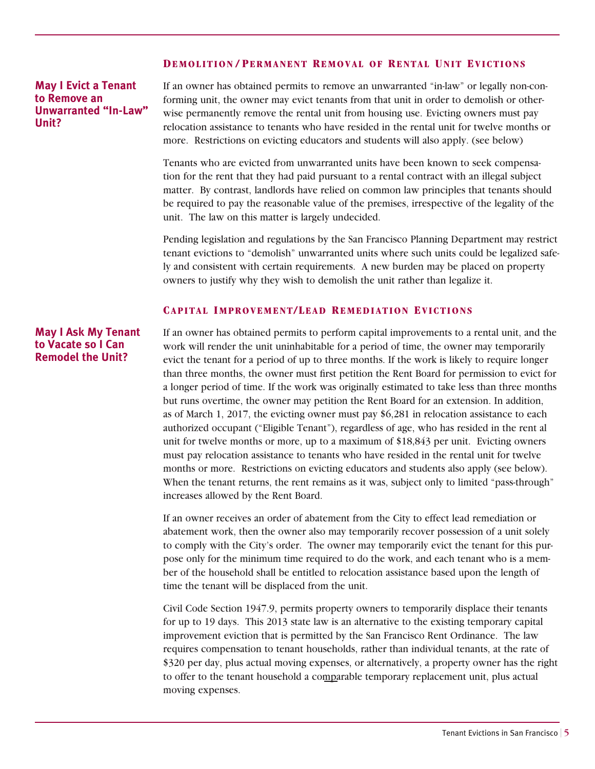## Demolition/Permanent Removal of Rental Unit Evictions

### May I Evict a Tenant to Remove an Unwarranted "In-Law" Unit?

If an owner has obtained permits to remove an unwarranted "in-law" or legally non-conforming unit, the owner may evict tenants from that unit in order to demolish or otherwise permanently remove the rental unit from housing use. Evicting owners must pay relocation assistance to tenants who have resided in the rental unit for twelve months or more. Restrictions on evicting educators and students will also apply. (see below)

Tenants who are evicted from unwarranted units have been known to seek compensation for the rent that they had paid pursuant to a rental contract with an illegal subject matter. By contrast, landlords have relied on common law principles that tenants should be required to pay the reasonable value of the premises, irrespective of the legality of the unit. The law on this matter is largely undecided.

Pending legislation and regulations by the San Francisco Planning Department may restrict tenant evictions to "demolish" unwarranted units where such units could be legalized safely and consistent with certain requirements. A new burden may be placed on property owners to justify why they wish to demolish the unit rather than legalize it.

## Capital Improvement/Lead Remediation Evictions

### May I Ask My Tenant to Vacate so I Can Remodel the Unit?

If an owner has obtained permits to perform capital improvements to a rental unit, and the work will render the unit uninhabitable for a period of time, the owner may temporarily evict the tenant for a period of up to three months. If the work is likely to require longer than three months, the owner must first petition the Rent Board for permission to evict for a longer period of time. If the work was originally estimated to take less than three months but runs overtime, the owner may petition the Rent Board for an extension. In addition, as of March 1, 2017, the evicting owner must pay $6,281 in relocation assistance to each authorized occupant ("Eligible Tenant"), regardless of age, who has resided in the rent al unit for twelve months or more, up to a maximum of $18,843 per unit. Evicting owners must pay relocation assistance to tenants who have resided in the rental unit for twelve months or more. Restrictions on evicting educators and students also apply (see below). When the tenant returns, the rent remains as it was, subject only to limited "pass-through" increases allowed by the Rent Board.

If an owner receives an order of abatement from the City to effect lead remediation or abatement work, then the owner also may temporarily recover possession of a unit solely to comply with the City's order. The owner may temporarily evict the tenant for this purpose only for the minimum time required to do the work, and each tenant who is a member of the household shall be entitled to relocation assistance based upon the length of time the tenant will be displaced from the unit.

Civil Code Section 1947.9, permits property owners to temporarily displace their tenants for up to 19 days. This 2013 state law is an alternative to the existing temporary capital improvement eviction that is permitted by the San Francisco Rent Ordinance. The law requires compensation to tenant households, rather than individual tenants, at the rate of $320 per day, plus actual moving expenses, or alternatively, a property owner has the right to offer to the tenant household a comparable temporary replacement unit, plus actual moving expenses.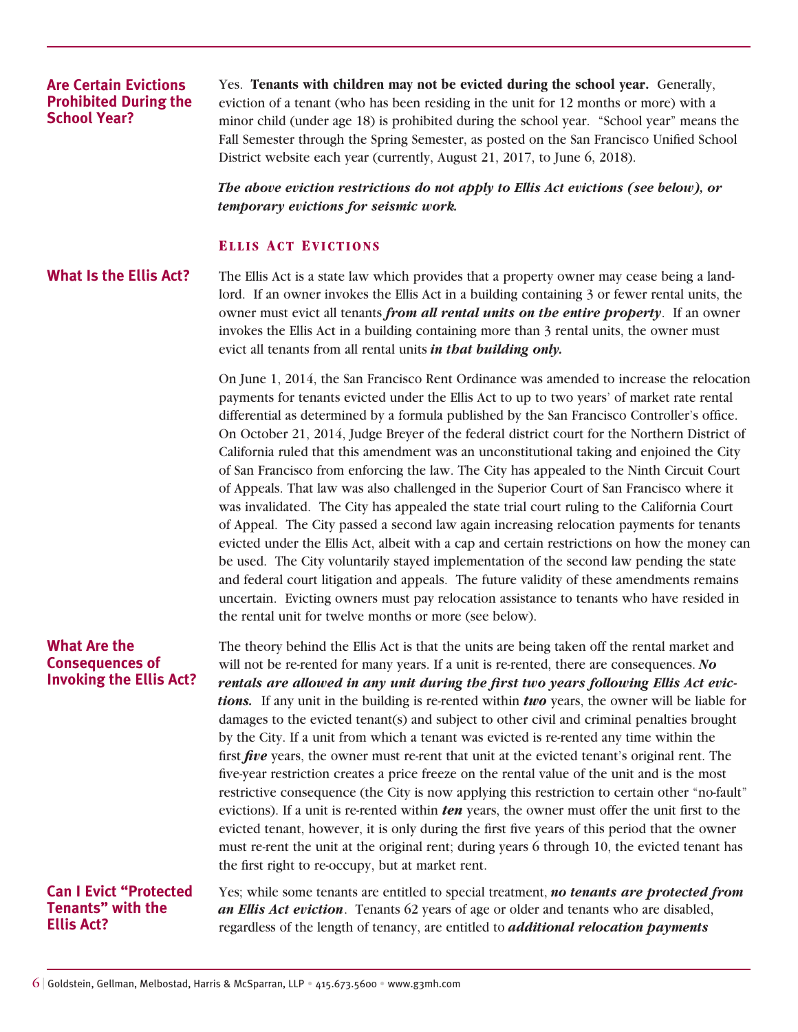### Are Certain Evictions Prohibited During the School Year?

Yes. **Tenants with children may not be evicted during the school year.** Generally, eviction of a tenant (who has been residing in the unit for 12 months or more) with a minor child (under age 18) is prohibited during the school year. "School year" means the Fall Semester through the Spring Semester, as posted on the San Francisco Unified School District website each year (currently, August 21, 2017, to June 6, 2018).

***The above eviction restrictions do not apply to Ellis Act evictions (see below), or temporary evictions for seismic work.***

## Ellis Act Evictions

### What Is the Ellis Act?

The Ellis Act is a state law which provides that a property owner may cease being a landlord. If an owner invokes the Ellis Act in a building containing 3 or fewer rental units, the owner must evict all tenants ***from all rental units on the entire property***. If an owner invokes the Ellis Act in a building containing more than 3 rental units, the owner must evict all tenants from all rental units ***in that building only.***

On June 1, 2014, the San Francisco Rent Ordinance was amended to increase the relocation payments for tenants evicted under the Ellis Act to up to two years' of market rate rental differential as determined by a formula published by the San Francisco Controller's office. On October 21, 2014, Judge Breyer of the federal district court for the Northern District of California ruled that this amendment was an unconstitutional taking and enjoined the City of San Francisco from enforcing the law. The City has appealed to the Ninth Circuit Court of Appeals. That law was also challenged in the Superior Court of San Francisco where it was invalidated. The City has appealed the state trial court ruling to the California Court of Appeal. The City passed a second law again increasing relocation payments for tenants evicted under the Ellis Act, albeit with a cap and certain restrictions on how the money can be used. The City voluntarily stayed implementation of the second law pending the state and federal court litigation and appeals. The future validity of these amendments remains uncertain. Evicting owners must pay relocation assistance to tenants who have resided in the rental unit for twelve months or more (see below).

### What Are the Consequences of Invoking the Ellis Act?

The theory behind the Ellis Act is that the units are being taken off the rental market and will not be re-rented for many years. If a unit is re-rented, there are consequences. ***No rentals are allowed in any unit during the first two years following Ellis Act evictions.*** If any unit in the building is re-rented within ***two*** years, the owner will be liable for damages to the evicted tenant(s) and subject to other civil and criminal penalties brought by the City. If a unit from which a tenant was evicted is re-rented any time within the first ***five*** years, the owner must re-rent that unit at the evicted tenant's original rent. The five-year restriction creates a price freeze on the rental value of the unit and is the most restrictive consequence (the City is now applying this restriction to certain other "no-fault" evictions). If a unit is re-rented within ***ten*** years, the owner must offer the unit first to the evicted tenant, however, it is only during the first five years of this period that the owner must re-rent the unit at the original rent; during years 6 through 10, the evicted tenant has the first right to re-occupy, but at market rent.

### Can I Evict "Protected Tenants" with the Ellis Act?

Yes; while some tenants are entitled to special treatment, ***no tenants are protected from an Ellis Act eviction***. Tenants 62 years of age or older and tenants who are disabled, regardless of the length of tenancy, are entitled to ***additional relocation payments***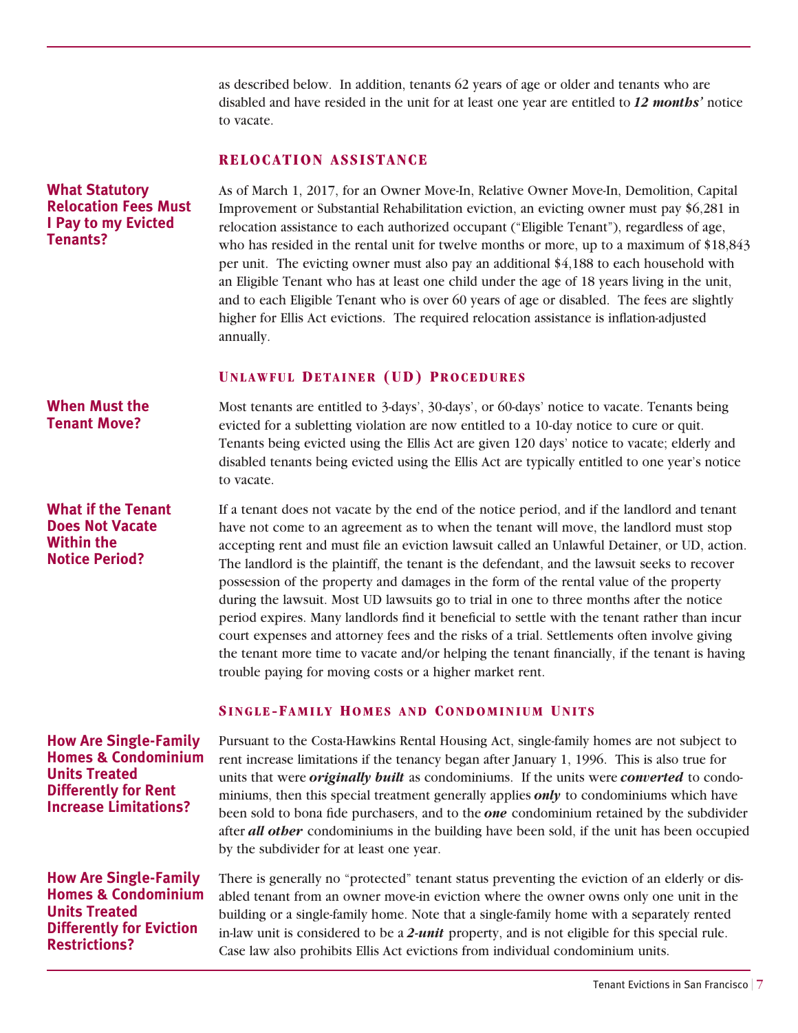as described below. In addition, tenants 62 years of age or older and tenants who are disabled and have resided in the unit for at least one year are entitled to ***12 months'*** notice to vacate.

## RELOCATION ASSISTANCE

**What Statutory Relocation Fees Must I Pay to my Evicted Tenants?**

As of March 1, 2017, for an Owner Move-In, Relative Owner Move-In, Demolition, Capital Improvement or Substantial Rehabilitation eviction, an evicting owner must pay $6,281 in relocation assistance to each authorized occupant ("Eligible Tenant"), regardless of age, who has resided in the rental unit for twelve months or more, up to a maximum of $18,843 per unit. The evicting owner must also pay an additional $4,188 to each household with an Eligible Tenant who has at least one child under the age of 18 years living in the unit, and to each Eligible Tenant who is over 60 years of age or disabled. The fees are slightly higher for Ellis Act evictions. The required relocation assistance is inflation-adjusted annually.

## UNLAWFUL DETAINER (UD) PROCEDURES

**When Must the Tenant Move?**

Most tenants are entitled to 3-days', 30-days', or 60-days' notice to vacate. Tenants being evicted for a subletting violation are now entitled to a 10-day notice to cure or quit. Tenants being evicted using the Ellis Act are given 120 days' notice to vacate; elderly and disabled tenants being evicted using the Ellis Act are typically entitled to one year's notice to vacate.

**What if the Tenant Does Not Vacate Within the Notice Period?**

If a tenant does not vacate by the end of the notice period, and if the landlord and tenant have not come to an agreement as to when the tenant will move, the landlord must stop accepting rent and must file an eviction lawsuit called an Unlawful Detainer, or UD, action. The landlord is the plaintiff, the tenant is the defendant, and the lawsuit seeks to recover possession of the property and damages in the form of the rental value of the property during the lawsuit. Most UD lawsuits go to trial in one to three months after the notice period expires. Many landlords find it beneficial to settle with the tenant rather than incur court expenses and attorney fees and the risks of a trial. Settlements often involve giving the tenant more time to vacate and/or helping the tenant financially, if the tenant is having trouble paying for moving costs or a higher market rent.

## SINGLE-FAMILY HOMES AND CONDOMINIUM UNITS

**How Are Single-Family Homes & Condominium Units Treated Differently for Rent Increase Limitations?**

Pursuant to the Costa-Hawkins Rental Housing Act, single-family homes are not subject to rent increase limitations if the tenancy began after January 1, 1996. This is also true for units that were ***originally built*** as condominiums. If the units were ***converted*** to condominiums, then this special treatment generally applies ***only*** to condominiums which have been sold to bona fide purchasers, and to the ***one*** condominium retained by the subdivider after ***all other*** condominiums in the building have been sold, if the unit has been occupied by the subdivider for at least one year.

**How Are Single-Family Homes & Condominium Units Treated Differently for Eviction Restrictions?**

There is generally no "protected" tenant status preventing the eviction of an elderly or disabled tenant from an owner move-in eviction where the owner owns only one unit in the building or a single-family home. Note that a single-family home with a separately rented in-law unit is considered to be a ***2-unit*** property, and is not eligible for this special rule. Case law also prohibits Ellis Act evictions from individual condominium units.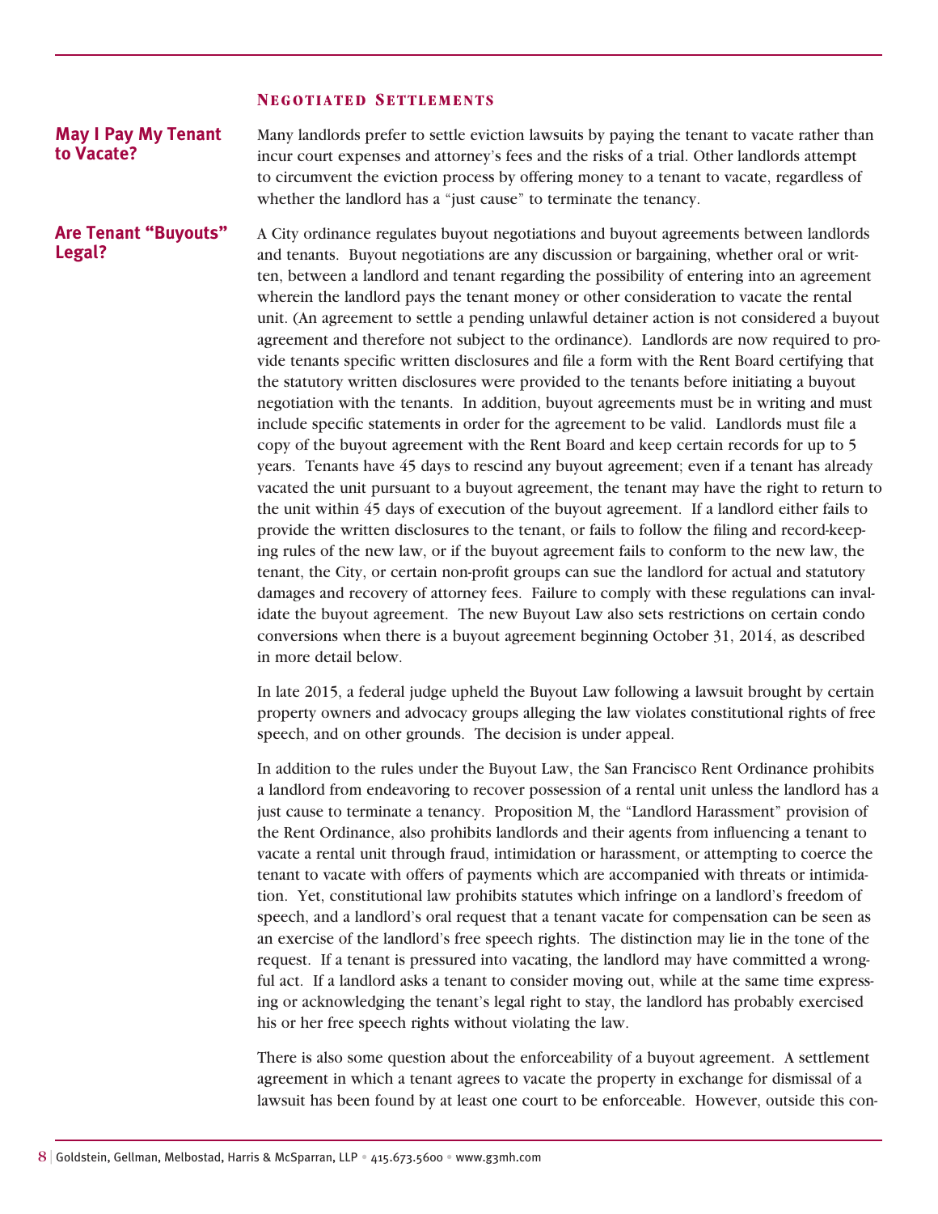## Negotiated Settlements

### May I Pay My Tenant to Vacate?

Many landlords prefer to settle eviction lawsuits by paying the tenant to vacate rather than incur court expenses and attorney's fees and the risks of a trial. Other landlords attempt to circumvent the eviction process by offering money to a tenant to vacate, regardless of whether the landlord has a "just cause" to terminate the tenancy.

### Are Tenant "Buyouts" Legal?

A City ordinance regulates buyout negotiations and buyout agreements between landlords and tenants. Buyout negotiations are any discussion or bargaining, whether oral or written, between a landlord and tenant regarding the possibility of entering into an agreement wherein the landlord pays the tenant money or other consideration to vacate the rental unit. (An agreement to settle a pending unlawful detainer action is not considered a buyout agreement and therefore not subject to the ordinance). Landlords are now required to provide tenants specific written disclosures and file a form with the Rent Board certifying that the statutory written disclosures were provided to the tenants before initiating a buyout negotiation with the tenants. In addition, buyout agreements must be in writing and must include specific statements in order for the agreement to be valid. Landlords must file a copy of the buyout agreement with the Rent Board and keep certain records for up to 5 years. Tenants have 45 days to rescind any buyout agreement; even if a tenant has already vacated the unit pursuant to a buyout agreement, the tenant may have the right to return to the unit within 45 days of execution of the buyout agreement. If a landlord either fails to provide the written disclosures to the tenant, or fails to follow the filing and record-keeping rules of the new law, or if the buyout agreement fails to conform to the new law, the tenant, the City, or certain non-profit groups can sue the landlord for actual and statutory damages and recovery of attorney fees. Failure to comply with these regulations can invalidate the buyout agreement. The new Buyout Law also sets restrictions on certain condo conversions when there is a buyout agreement beginning October 31, 2014, as described in more detail below.

In late 2015, a federal judge upheld the Buyout Law following a lawsuit brought by certain property owners and advocacy groups alleging the law violates constitutional rights of free speech, and on other grounds. The decision is under appeal.

In addition to the rules under the Buyout Law, the San Francisco Rent Ordinance prohibits a landlord from endeavoring to recover possession of a rental unit unless the landlord has a just cause to terminate a tenancy. Proposition M, the "Landlord Harassment" provision of the Rent Ordinance, also prohibits landlords and their agents from influencing a tenant to vacate a rental unit through fraud, intimidation or harassment, or attempting to coerce the tenant to vacate with offers of payments which are accompanied with threats or intimidation. Yet, constitutional law prohibits statutes which infringe on a landlord's freedom of speech, and a landlord's oral request that a tenant vacate for compensation can be seen as an exercise of the landlord's free speech rights. The distinction may lie in the tone of the request. If a tenant is pressured into vacating, the landlord may have committed a wrongful act. If a landlord asks a tenant to consider moving out, while at the same time expressing or acknowledging the tenant's legal right to stay, the landlord has probably exercised his or her free speech rights without violating the law.

There is also some question about the enforceability of a buyout agreement. A settlement agreement in which a tenant agrees to vacate the property in exchange for dismissal of a lawsuit has been found by at least one court to be enforceable. However, outside this con-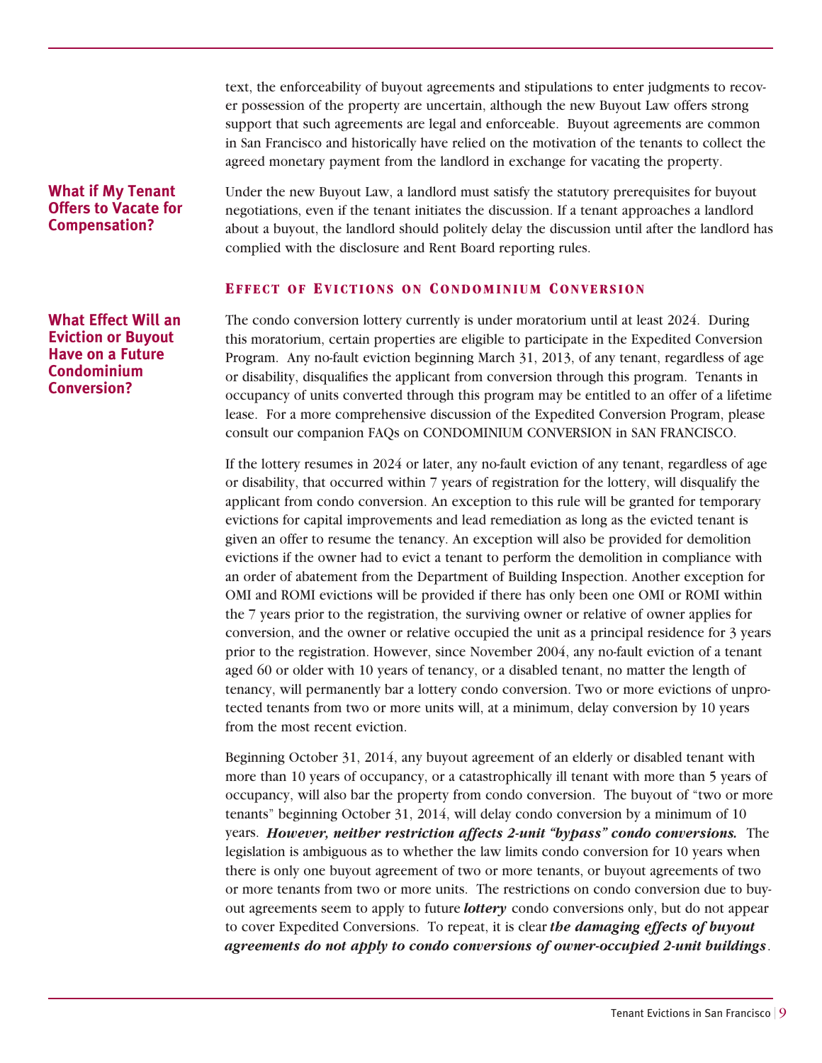text, the enforceability of buyout agreements and stipulations to enter judgments to recover possession of the property are uncertain, although the new Buyout Law offers strong support that such agreements are legal and enforceable. Buyout agreements are common in San Francisco and historically have relied on the motivation of the tenants to collect the agreed monetary payment from the landlord in exchange for vacating the property.

**What if My Tenant Offers to Vacate for Compensation?**

Under the new Buyout Law, a landlord must satisfy the statutory prerequisites for buyout negotiations, even if the tenant initiates the discussion. If a tenant approaches a landlord about a buyout, the landlord should politely delay the discussion until after the landlord has complied with the disclosure and Rent Board reporting rules.

## Effect of Evictions on Condominium Conversion

**What Effect Will an Eviction or Buyout Have on a Future Condominium Conversion?**

The condo conversion lottery currently is under moratorium until at least 2024. During this moratorium, certain properties are eligible to participate in the Expedited Conversion Program. Any no-fault eviction beginning March 31, 2013, of any tenant, regardless of age or disability, disqualifies the applicant from conversion through this program. Tenants in occupancy of units converted through this program may be entitled to an offer of a lifetime lease. For a more comprehensive discussion of the Expedited Conversion Program, please consult our companion FAQs on CONDOMINIUM CONVERSION in SAN FRANCISCO.

If the lottery resumes in 2024 or later, any no-fault eviction of any tenant, regardless of age or disability, that occurred within 7 years of registration for the lottery, will disqualify the applicant from condo conversion. An exception to this rule will be granted for temporary evictions for capital improvements and lead remediation as long as the evicted tenant is given an offer to resume the tenancy. An exception will also be provided for demolition evictions if the owner had to evict a tenant to perform the demolition in compliance with an order of abatement from the Department of Building Inspection. Another exception for OMI and ROMI evictions will be provided if there has only been one OMI or ROMI within the 7 years prior to the registration, the surviving owner or relative of owner applies for conversion, and the owner or relative occupied the unit as a principal residence for 3 years prior to the registration. However, since November 2004, any no-fault eviction of a tenant aged 60 or older with 10 years of tenancy, or a disabled tenant, no matter the length of tenancy, will permanently bar a lottery condo conversion. Two or more evictions of unprotected tenants from two or more units will, at a minimum, delay conversion by 10 years from the most recent eviction.

Beginning October 31, 2014, any buyout agreement of an elderly or disabled tenant with more than 10 years of occupancy, or a catastrophically ill tenant with more than 5 years of occupancy, will also bar the property from condo conversion. The buyout of "two or more tenants" beginning October 31, 2014, will delay condo conversion by a minimum of 10 years. ***However, neither restriction affects 2-unit "bypass" condo conversions.*** The legislation is ambiguous as to whether the law limits condo conversion for 10 years when there is only one buyout agreement of two or more tenants, or buyout agreements of two or more tenants from two or more units. The restrictions on condo conversion due to buyout agreements seem to apply to future ***lottery*** condo conversions only, but do not appear to cover Expedited Conversions. To repeat, it is clear ***the damaging effects of buyout agreements do not apply to condo conversions of owner-occupied 2-unit buildings***.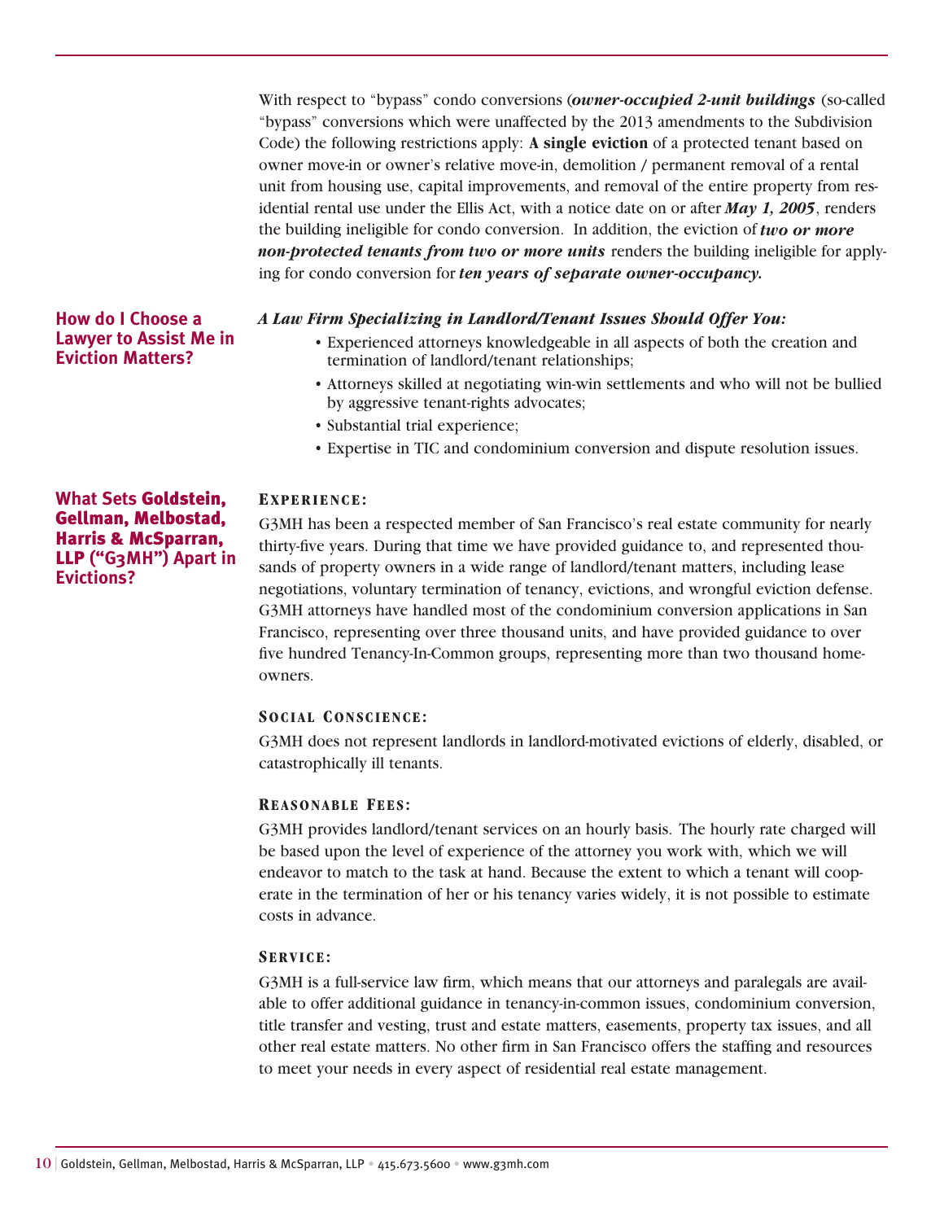With respect to "bypass" condo conversions (***owner-occupied 2-unit buildings*** (so-called "bypass" conversions which were unaffected by the 2013 amendments to the Subdivision Code) the following restrictions apply: **A single eviction** of a protected tenant based on owner move-in or owner's relative move-in, demolition / permanent removal of a rental unit from housing use, capital improvements, and removal of the entire property from residential rental use under the Ellis Act, with a notice date on or after ***May 1, 2005***, renders the building ineligible for condo conversion. In addition, the eviction of ***two or more non-protected tenants from two or more units*** renders the building ineligible for applying for condo conversion for ***ten years of separate owner-occupancy.***

## How do I Choose a Lawyer to Assist Me in Eviction Matters?

***A Law Firm Specializing in Landlord/Tenant Issues Should Offer You:***

- Experienced attorneys knowledgeable in all aspects of both the creation and termination of landlord/tenant relationships;
- Attorneys skilled at negotiating win-win settlements and who will not be bullied by aggressive tenant-rights advocates;
- Substantial trial experience;
- Expertise in TIC and condominium conversion and dispute resolution issues.

## What Sets Goldstein, Gellman, Melbostad, Harris & McSparran, LLP ("G3MH") Apart in Evictions?

### Experience:

G3MH has been a respected member of San Francisco's real estate community for nearly thirty-five years. During that time we have provided guidance to, and represented thousands of property owners in a wide range of landlord/tenant matters, including lease negotiations, voluntary termination of tenancy, evictions, and wrongful eviction defense. G3MH attorneys have handled most of the condominium conversion applications in San Francisco, representing over three thousand units, and have provided guidance to over five hundred Tenancy-In-Common groups, representing more than two thousand homeowners.

### Social Conscience:

G3MH does not represent landlords in landlord-motivated evictions of elderly, disabled, or catastrophically ill tenants.

### Reasonable Fees:

G3MH provides landlord/tenant services on an hourly basis. The hourly rate charged will be based upon the level of experience of the attorney you work with, which we will endeavor to match to the task at hand. Because the extent to which a tenant will cooperate in the termination of her or his tenancy varies widely, it is not possible to estimate costs in advance.

### Service:

G3MH is a full-service law firm, which means that our attorneys and paralegals are available to offer additional guidance in tenancy-in-common issues, condominium conversion, title transfer and vesting, trust and estate matters, easements, property tax issues, and all other real estate matters. No other firm in San Francisco offers the staffing and resources to meet your needs in every aspect of residential real estate management.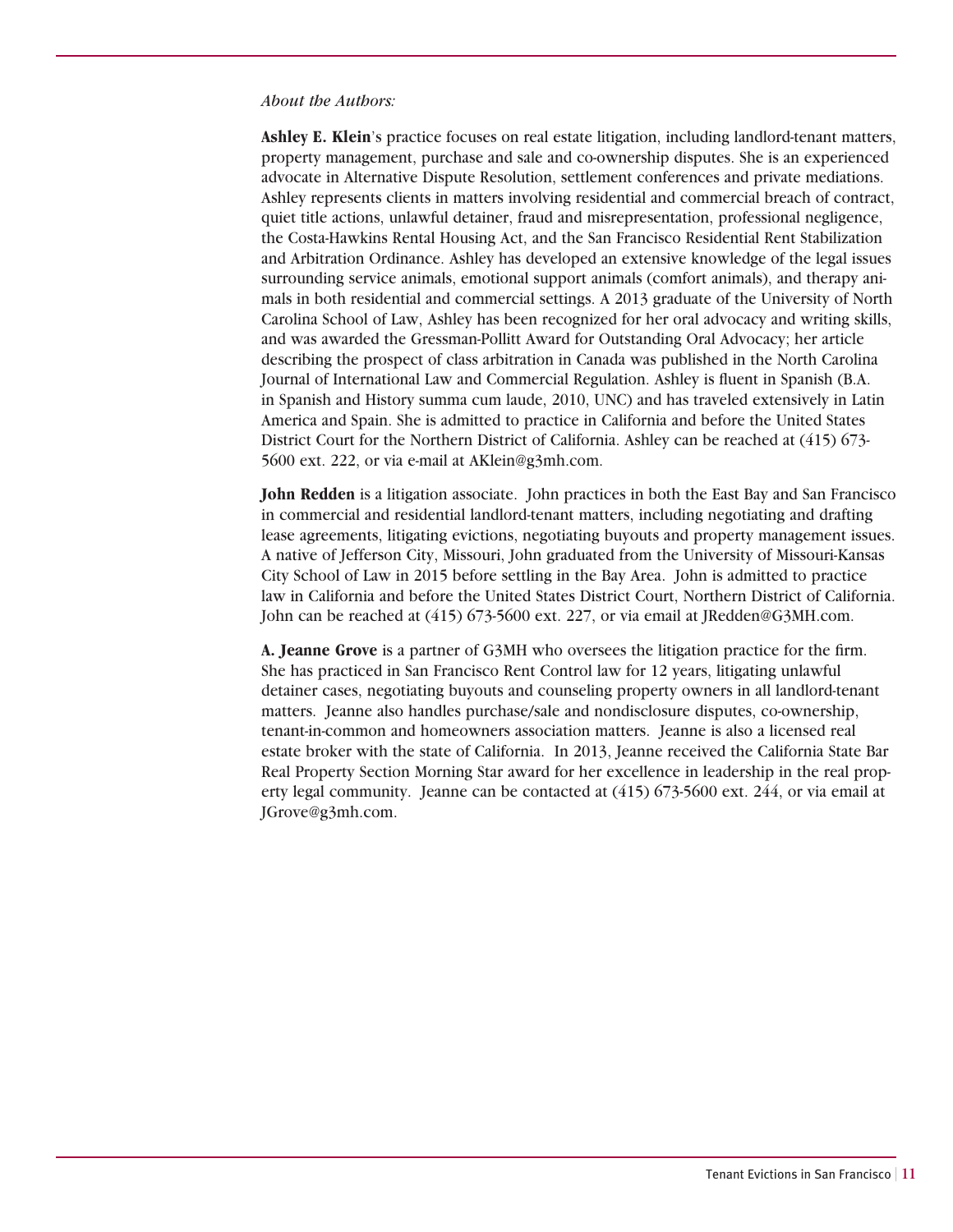*About the Authors:*

**Ashley E. Klein**'s practice focuses on real estate litigation, including landlord-tenant matters, property management, purchase and sale and co-ownership disputes. She is an experienced advocate in Alternative Dispute Resolution, settlement conferences and private mediations. Ashley represents clients in matters involving residential and commercial breach of contract, quiet title actions, unlawful detainer, fraud and misrepresentation, professional negligence, the Costa-Hawkins Rental Housing Act, and the San Francisco Residential Rent Stabilization and Arbitration Ordinance. Ashley has developed an extensive knowledge of the legal issues surrounding service animals, emotional support animals (comfort animals), and therapy animals in both residential and commercial settings. A 2013 graduate of the University of North Carolina School of Law, Ashley has been recognized for her oral advocacy and writing skills, and was awarded the Gressman-Pollitt Award for Outstanding Oral Advocacy; her article describing the prospect of class arbitration in Canada was published in the North Carolina Journal of International Law and Commercial Regulation. Ashley is fluent in Spanish (B.A. in Spanish and History summa cum laude, 2010, UNC) and has traveled extensively in Latin America and Spain. She is admitted to practice in California and before the United States District Court for the Northern District of California. Ashley can be reached at (415) 673-5600 ext. 222, or via e-mail at AKlein@g3mh.com.

**John Redden** is a litigation associate. John practices in both the East Bay and San Francisco in commercial and residential landlord-tenant matters, including negotiating and drafting lease agreements, litigating evictions, negotiating buyouts and property management issues. A native of Jefferson City, Missouri, John graduated from the University of Missouri-Kansas City School of Law in 2015 before settling in the Bay Area. John is admitted to practice law in California and before the United States District Court, Northern District of California. John can be reached at (415) 673-5600 ext. 227, or via email at JRedden@G3MH.com.

**A. Jeanne Grove** is a partner of G3MH who oversees the litigation practice for the firm. She has practiced in San Francisco Rent Control law for 12 years, litigating unlawful detainer cases, negotiating buyouts and counseling property owners in all landlord-tenant matters. Jeanne also handles purchase/sale and nondisclosure disputes, co-ownership, tenant-in-common and homeowners association matters. Jeanne is also a licensed real estate broker with the state of California. In 2013, Jeanne received the California State Bar Real Property Section Morning Star award for her excellence in leadership in the real property legal community. Jeanne can be contacted at (415) 673-5600 ext. 244, or via email at JGrove@g3mh.com.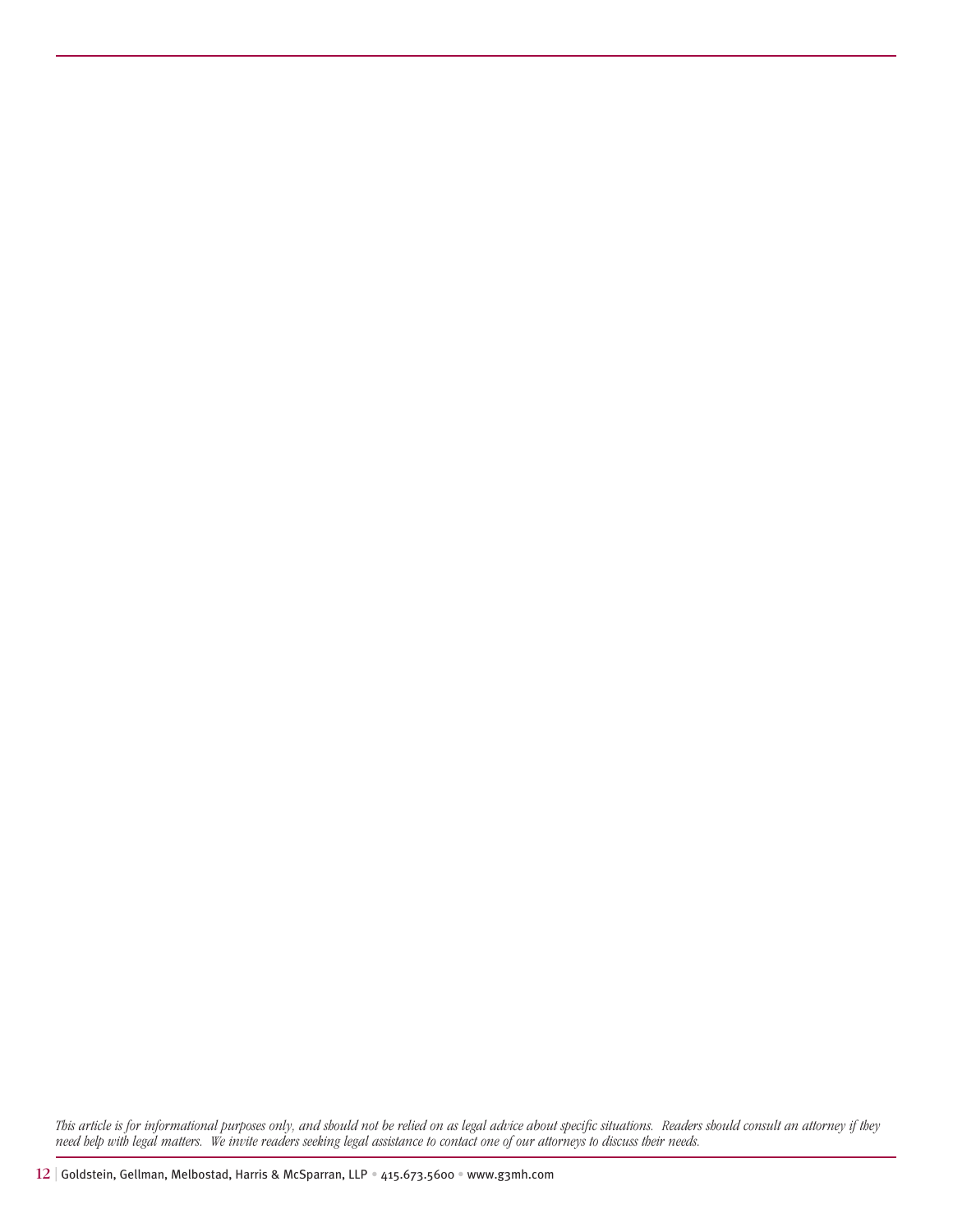*This article is for informational purposes only, and should not be relied on as legal advice about specific situations. Readers should consult an attorney if they need help with legal matters. We invite readers seeking legal assistance to contact one of our attorneys to discuss their needs.*